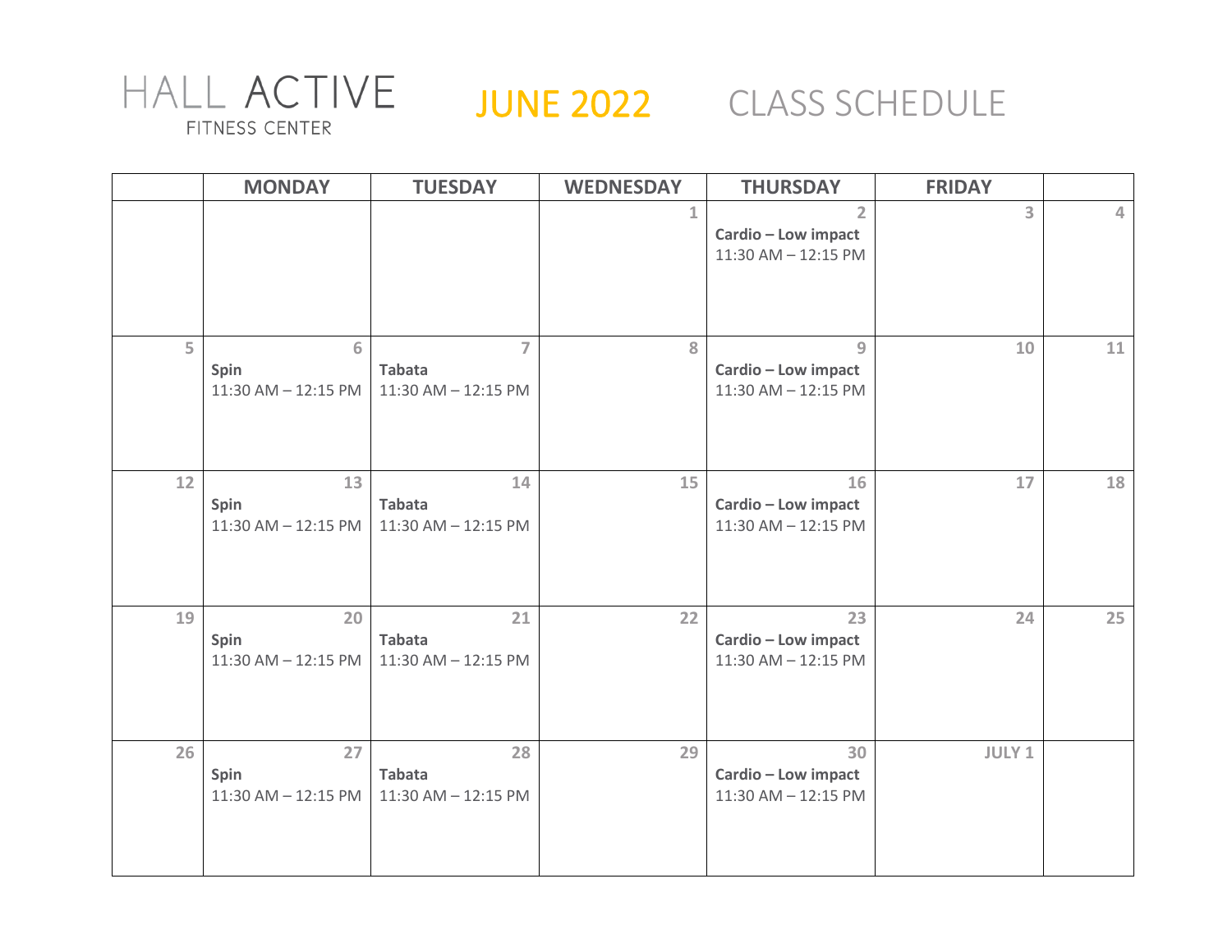# HALL ACTIVE
FITNESS CENTER

## JUNE 2022 CLASS SCHEDULE

| | MONDAY | TUESDAY | WEDNESDAY | THURSDAY | FRIDAY | |
|---|---|---|---|---|---|---|
| | | | 1 | 2<br>**Cardio – Low impact**<br>11:30 AM – 12:15 PM | 3 | 4 |
| 5 | 6<br>**Spin**<br>11:30 AM – 12:15 PM | 7<br>**Tabata**<br>11:30 AM – 12:15 PM | 8 | 9<br>**Cardio – Low impact**<br>11:30 AM – 12:15 PM | 10 | 11 |
| 12 | 13<br>**Spin**<br>11:30 AM – 12:15 PM | 14<br>**Tabata**<br>11:30 AM – 12:15 PM | 15 | 16<br>**Cardio – Low impact**<br>11:30 AM – 12:15 PM | 17 | 18 |
| 19 | 20<br>**Spin**<br>11:30 AM – 12:15 PM | 21<br>**Tabata**<br>11:30 AM – 12:15 PM | 22 | 23<br>**Cardio – Low impact**<br>11:30 AM – 12:15 PM | 24 | 25 |
| 26 | 27<br>**Spin**<br>11:30 AM – 12:15 PM | 28<br>**Tabata**<br>11:30 AM – 12:15 PM | 29 | 30<br>**Cardio – Low impact**<br>11:30 AM – 12:15 PM | JULY 1 | |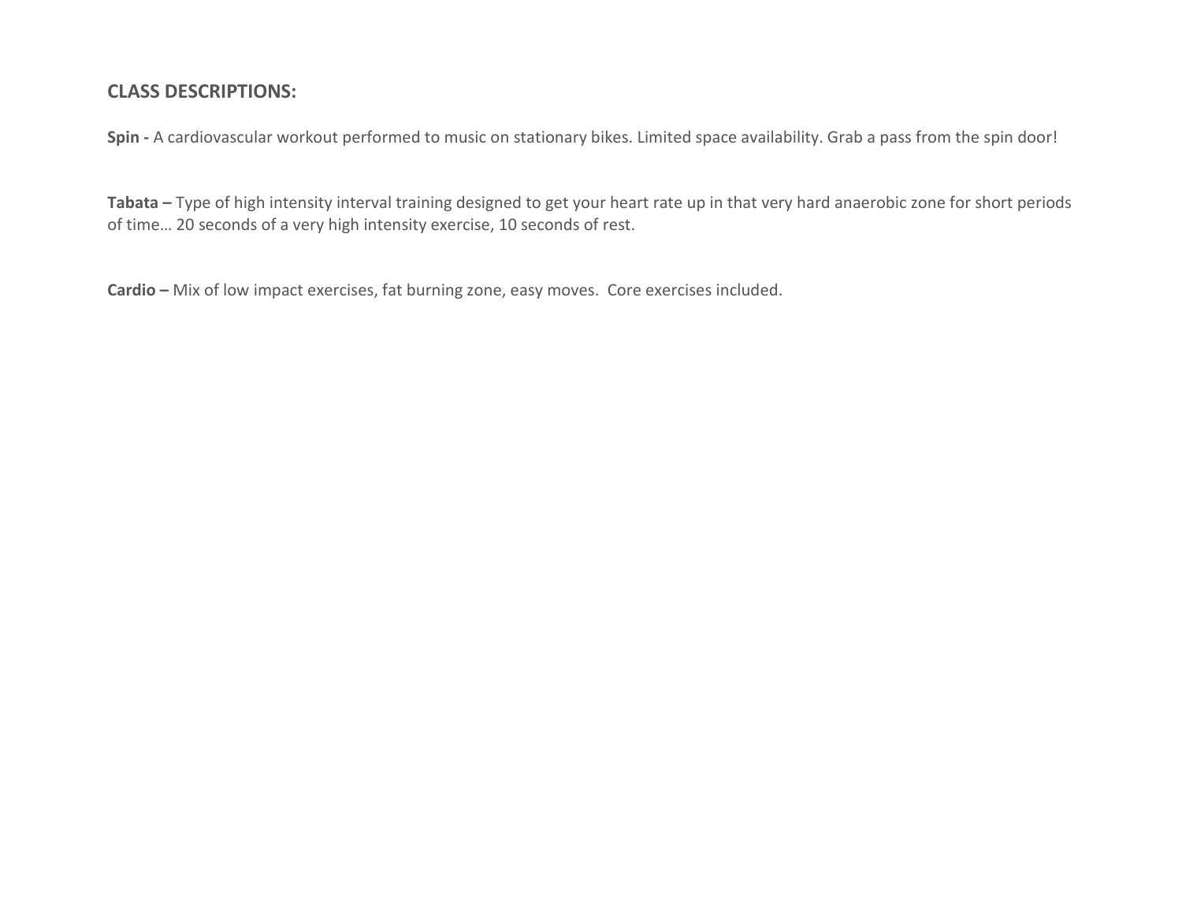## CLASS DESCRIPTIONS:

**Spin -** A cardiovascular workout performed to music on stationary bikes. Limited space availability. Grab a pass from the spin door!

**Tabata –** Type of high intensity interval training designed to get your heart rate up in that very hard anaerobic zone for short periods of time… 20 seconds of a very high intensity exercise, 10 seconds of rest.

**Cardio –** Mix of low impact exercises, fat burning zone, easy moves. Core exercises included.